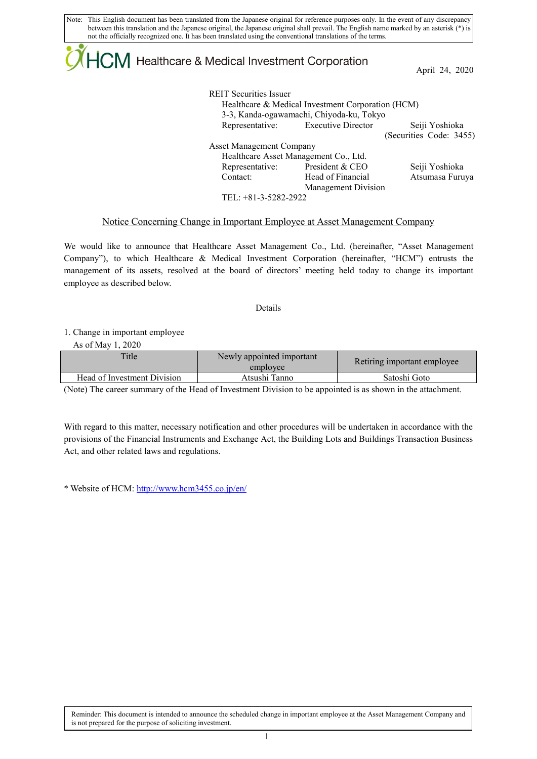Note: This English document has been translated from the Japanese original for reference purposes only. In the event of any discrepancy between this translation and the Japanese original, the Japanese original shall prevail. The English name marked by an asterisk (*) is not the officially recognized one. It has been translated using the conventional translations of the terms.

HCM Healthcare & Medical Investment Corporation

April 24, 2020

REIT Securities Issuer
Healthcare & Medical Investment Corporation (HCM)
3-3, Kanda-ogawamachi, Chiyoda-ku, Tokyo
Representative: Executive Director Seiji Yoshioka
(Securities Code: 3455)

Asset Management Company
Healthcare Asset Management Co., Ltd.
Representative: President & CEO Seiji Yoshioka
Contact: Head of Financial Management Division Atsumasa Furuya
TEL: +81-3-5282-2922

## Notice Concerning Change in Important Employee at Asset Management Company

We would like to announce that Healthcare Asset Management Co., Ltd. (hereinafter, "Asset Management Company"), to which Healthcare & Medical Investment Corporation (hereinafter, "HCM") entrusts the management of its assets, resolved at the board of directors' meeting held today to change its important employee as described below.

Details

1. Change in important employee

As of May 1, 2020

| Title | Newly appointed important employee | Retiring important employee |
|---|---|---|
| Head of Investment Division | Atsushi Tanno | Satoshi Goto |

(Note) The career summary of the Head of Investment Division to be appointed is as shown in the attachment.

With regard to this matter, necessary notification and other procedures will be undertaken in accordance with the provisions of the Financial Instruments and Exchange Act, the Building Lots and Buildings Transaction Business Act, and other related laws and regulations.

* Website of HCM: http://www.hcm3455.co.jp/en/

Reminder: This document is intended to announce the scheduled change in important employee at the Asset Management Company and is not prepared for the purpose of soliciting investment.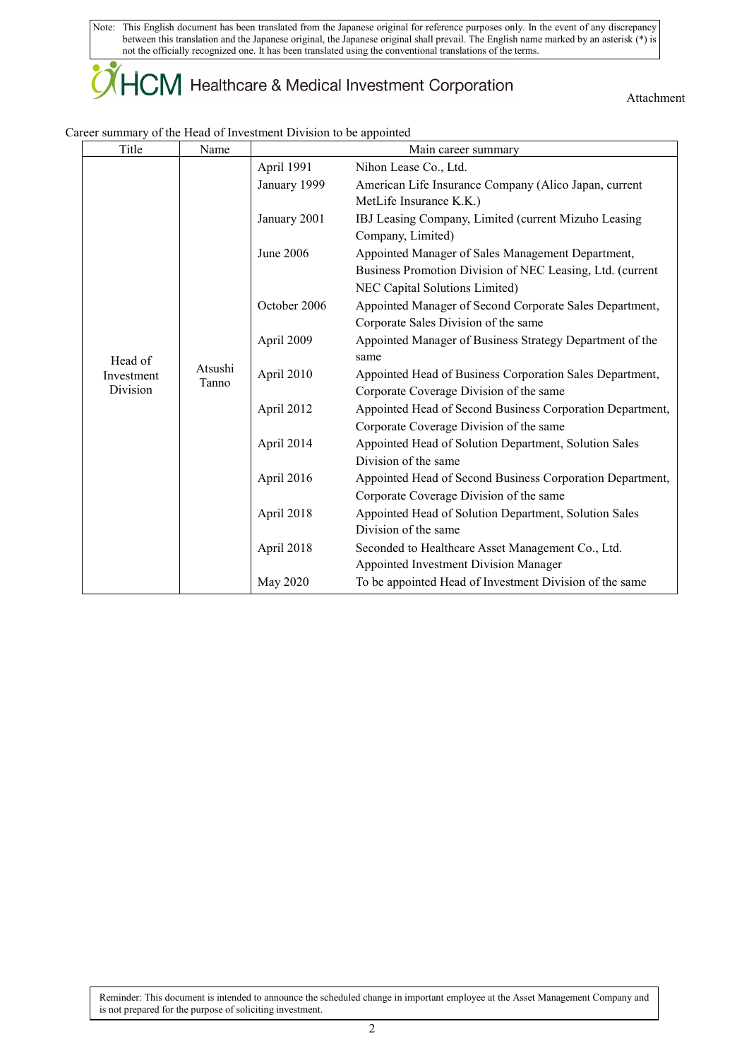Note: This English document has been translated from the Japanese original for reference purposes only. In the event of any discrepancy between this translation and the Japanese original, the Japanese original shall prevail. The English name marked by an asterisk (*) is not the officially recognized one. It has been translated using the conventional translations of the terms.

HCM Healthcare & Medical Investment Corporation

Attachment

Career summary of the Head of Investment Division to be appointed

| Title | Name | Main career summary | |
|---|---|---|---|
| Head of Investment Division | Atsushi Tanno | April 1991 | Nihon Lease Co., Ltd. |
| | | January 1999 | American Life Insurance Company (Alico Japan, current MetLife Insurance K.K.) |
| | | January 2001 | IBJ Leasing Company, Limited (current Mizuho Leasing Company, Limited) |
| | | June 2006 | Appointed Manager of Sales Management Department, Business Promotion Division of NEC Leasing, Ltd. (current NEC Capital Solutions Limited) |
| | | October 2006 | Appointed Manager of Second Corporate Sales Department, Corporate Sales Division of the same |
| | | April 2009 | Appointed Manager of Business Strategy Department of the same |
| | | April 2010 | Appointed Head of Business Corporation Sales Department, Corporate Coverage Division of the same |
| | | April 2012 | Appointed Head of Second Business Corporation Department, Corporate Coverage Division of the same |
| | | April 2014 | Appointed Head of Solution Department, Solution Sales Division of the same |
| | | April 2016 | Appointed Head of Second Business Corporation Department, Corporate Coverage Division of the same |
| | | April 2018 | Appointed Head of Solution Department, Solution Sales Division of the same |
| | | April 2018 | Seconded to Healthcare Asset Management Co., Ltd. Appointed Investment Division Manager |
| | | May 2020 | To be appointed Head of Investment Division of the same |

Reminder: This document is intended to announce the scheduled change in important employee at the Asset Management Company and is not prepared for the purpose of soliciting investment.